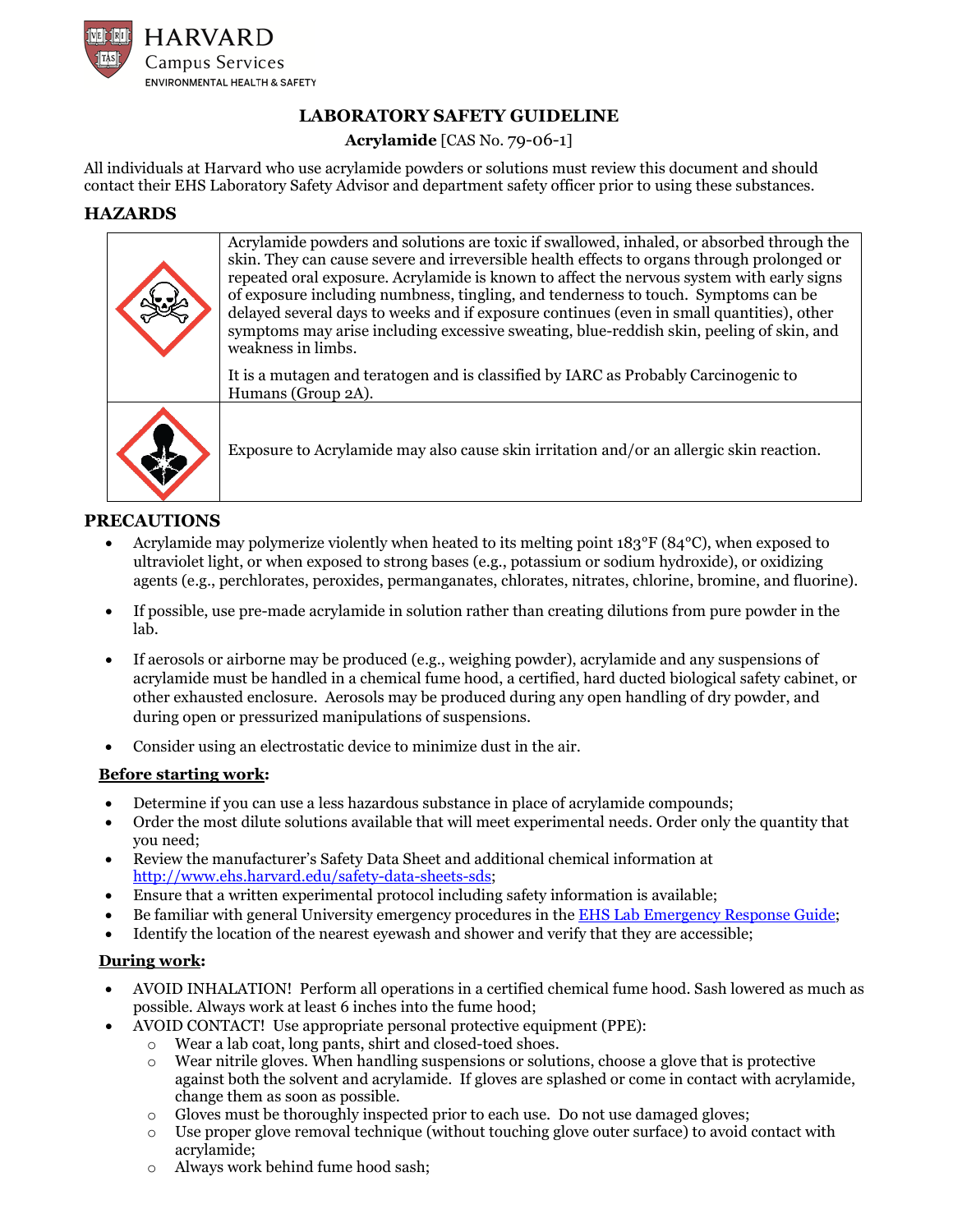HARVARD
Campus Services
ENVIRONMENTAL HEALTH & SAFETY

# LABORATORY SAFETY GUIDELINE

**Acrylamide** [CAS No. 79-06-1]

All individuals at Harvard who use acrylamide powders or solutions must review this document and should contact their EHS Laboratory Safety Advisor and department safety officer prior to using these substances.

## HAZARDS

| | |
|---|---|
| | Acrylamide powders and solutions are toxic if swallowed, inhaled, or absorbed through the skin. They can cause severe and irreversible health effects to organs through prolonged or repeated oral exposure. Acrylamide is known to affect the nervous system with early signs of exposure including numbness, tingling, and tenderness to touch. Symptoms can be delayed several days to weeks and if exposure continues (even in small quantities), other symptoms may arise including excessive sweating, blue-reddish skin, peeling of skin, and weakness in limbs. It is a mutagen and teratogen and is classified by IARC as Probably Carcinogenic to Humans (Group 2A). |
| | Exposure to Acrylamide may also cause skin irritation and/or an allergic skin reaction. |

## PRECAUTIONS

- Acrylamide may polymerize violently when heated to its melting point 183°F (84°C), when exposed to ultraviolet light, or when exposed to strong bases (e.g., potassium or sodium hydroxide), or oxidizing agents (e.g., perchlorates, peroxides, permanganates, chlorates, nitrates, chlorine, bromine, and fluorine).
- If possible, use pre-made acrylamide in solution rather than creating dilutions from pure powder in the lab.
- If aerosols or airborne may be produced (e.g., weighing powder), acrylamide and any suspensions of acrylamide must be handled in a chemical fume hood, a certified, hard ducted biological safety cabinet, or other exhausted enclosure. Aerosols may be produced during any open handling of dry powder, and during open or pressurized manipulations of suspensions.
- Consider using an electrostatic device to minimize dust in the air.

### Before starting work:

- Determine if you can use a less hazardous substance in place of acrylamide compounds;
- Order the most dilute solutions available that will meet experimental needs. Order only the quantity that you need;
- Review the manufacturer's Safety Data Sheet and additional chemical information at http://www.ehs.harvard.edu/safety-data-sheets-sds;
- Ensure that a written experimental protocol including safety information is available;
- Be familiar with general University emergency procedures in the EHS Lab Emergency Response Guide;
- Identify the location of the nearest eyewash and shower and verify that they are accessible;

### During work:

- AVOID INHALATION! Perform all operations in a certified chemical fume hood. Sash lowered as much as possible. Always work at least 6 inches into the fume hood;
- AVOID CONTACT! Use appropriate personal protective equipment (PPE):
  - Wear a lab coat, long pants, shirt and closed-toed shoes.
  - Wear nitrile gloves. When handling suspensions or solutions, choose a glove that is protective against both the solvent and acrylamide. If gloves are splashed or come in contact with acrylamide, change them as soon as possible.
  - Gloves must be thoroughly inspected prior to each use. Do not use damaged gloves;
  - Use proper glove removal technique (without touching glove outer surface) to avoid contact with acrylamide;
  - Always work behind fume hood sash;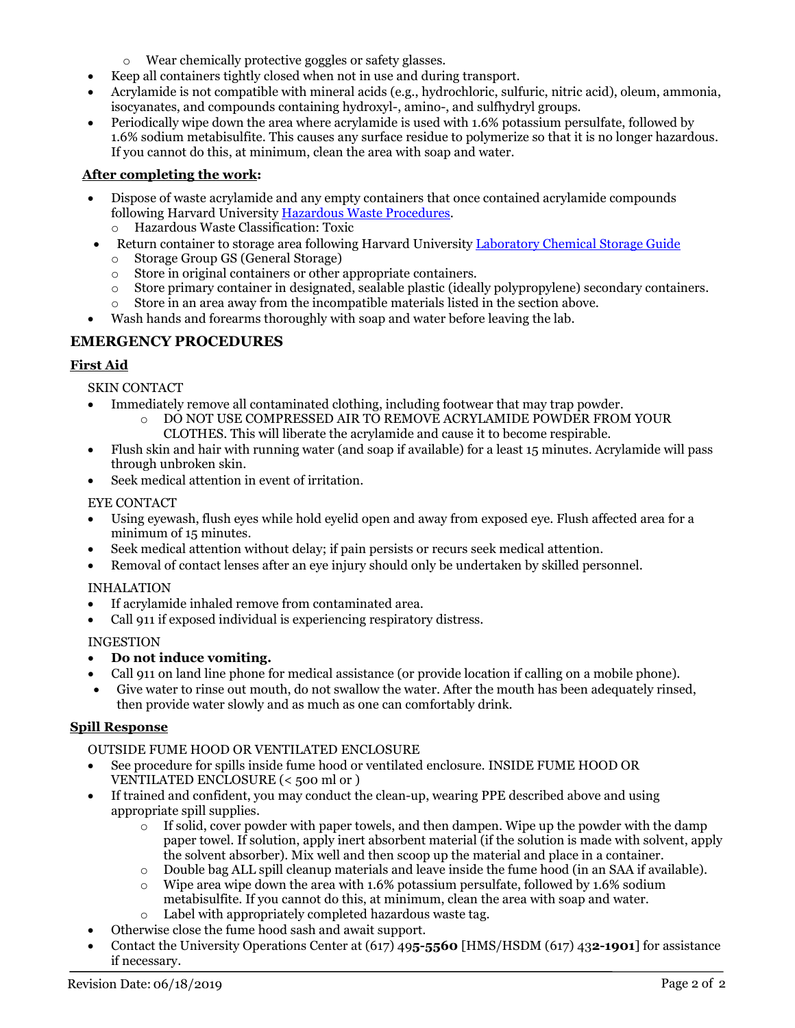- Wear chemically protective goggles or safety glasses.
- Keep all containers tightly closed when not in use and during transport.
- Acrylamide is not compatible with mineral acids (e.g., hydrochloric, sulfuric, nitric acid), oleum, ammonia, isocyanates, and compounds containing hydroxyl-, amino-, and sulfhydryl groups.
- Periodically wipe down the area where acrylamide is used with 1.6% potassium persulfate, followed by 1.6% sodium metabisulfite. This causes any surface residue to polymerize so that it is no longer hazardous. If you cannot do this, at minimum, clean the area with soap and water.

**After completing the work:**

- Dispose of waste acrylamide and any empty containers that once contained acrylamide compounds following Harvard University Hazardous Waste Procedures.
  - Hazardous Waste Classification: Toxic
- Return container to storage area following Harvard University Laboratory Chemical Storage Guide
  - Storage Group GS (General Storage)
  - Store in original containers or other appropriate containers.
  - Store primary container in designated, sealable plastic (ideally polypropylene) secondary containers.
  - Store in an area away from the incompatible materials listed in the section above.
- Wash hands and forearms thoroughly with soap and water before leaving the lab.

## EMERGENCY PROCEDURES

### First Aid

SKIN CONTACT

- Immediately remove all contaminated clothing, including footwear that may trap powder.
  - DO NOT USE COMPRESSED AIR TO REMOVE ACRYLAMIDE POWDER FROM YOUR CLOTHES. This will liberate the acrylamide and cause it to become respirable.
- Flush skin and hair with running water (and soap if available) for a least 15 minutes. Acrylamide will pass through unbroken skin.
- Seek medical attention in event of irritation.

EYE CONTACT

- Using eyewash, flush eyes while hold eyelid open and away from exposed eye. Flush affected area for a minimum of 15 minutes.
- Seek medical attention without delay; if pain persists or recurs seek medical attention.
- Removal of contact lenses after an eye injury should only be undertaken by skilled personnel.

INHALATION

- If acrylamide inhaled remove from contaminated area.
- Call 911 if exposed individual is experiencing respiratory distress.

INGESTION

- **Do not induce vomiting.**
- Call 911 on land line phone for medical assistance (or provide location if calling on a mobile phone).
- Give water to rinse out mouth, do not swallow the water. After the mouth has been adequately rinsed, then provide water slowly and as much as one can comfortably drink.

### Spill Response

OUTSIDE FUME HOOD OR VENTILATED ENCLOSURE

- See procedure for spills inside fume hood or ventilated enclosure. INSIDE FUME HOOD OR VENTILATED ENCLOSURE (< 500 ml or )
- If trained and confident, you may conduct the clean-up, wearing PPE described above and using appropriate spill supplies.
  - If solid, cover powder with paper towels, and then dampen. Wipe up the powder with the damp paper towel. If solution, apply inert absorbent material (if the solution is made with solvent, apply the solvent absorber). Mix well and then scoop up the material and place in a container.
  - Double bag ALL spill cleanup materials and leave inside the fume hood (in an SAA if available).
  - Wipe area wipe down the area with 1.6% potassium persulfate, followed by 1.6% sodium metabisulfite. If you cannot do this, at minimum, clean the area with soap and water.
  - Label with appropriately completed hazardous waste tag.
- Otherwise close the fume hood sash and await support.
- Contact the University Operations Center at (617) 49**5-5560** [HMS/HSDM (617) 43**2-1901**] for assistance if necessary.

Revision Date: 06/18/2019